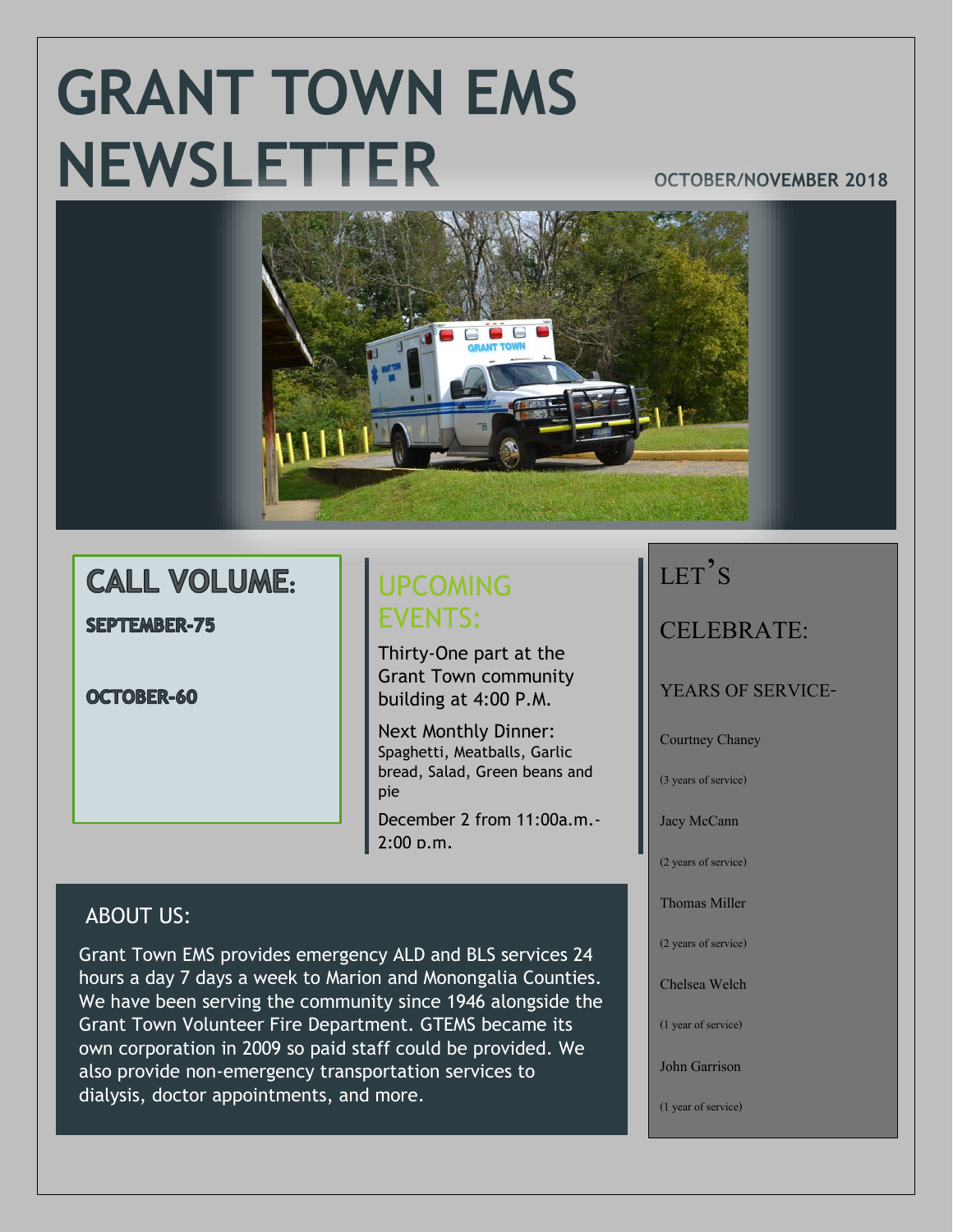# GRANT TOWN EMS NEWSLETTER

OCTOBER/NOVEMBER 2018

## CALL VOLUME:

**SEPTEMBER-75**

**OCTOBER-60**

## UPCOMING EVENTS:

Thirty-One part at the Grant Town community building at 4:00 P.M.

Next Monthly Dinner: Spaghetti, Meatballs, Garlic bread, Salad, Green beans and pie

December 2 from 11:00a.m.-2:00 p.m.

## LET'S CELEBRATE:

YEARS OF SERVICE-

Courtney Chaney

(3 years of service)

Jacy McCann

(2 years of service)

Thomas Miller

(2 years of service)

Chelsea Welch

(1 year of service)

John Garrison

(1 year of service)

## ABOUT US:

Grant Town EMS provides emergency ALD and BLS services 24 hours a day 7 days a week to Marion and Monongalia Counties. We have been serving the community since 1946 alongside the Grant Town Volunteer Fire Department. GTEMS became its own corporation in 2009 so paid staff could be provided. We also provide non-emergency transportation services to dialysis, doctor appointments, and more.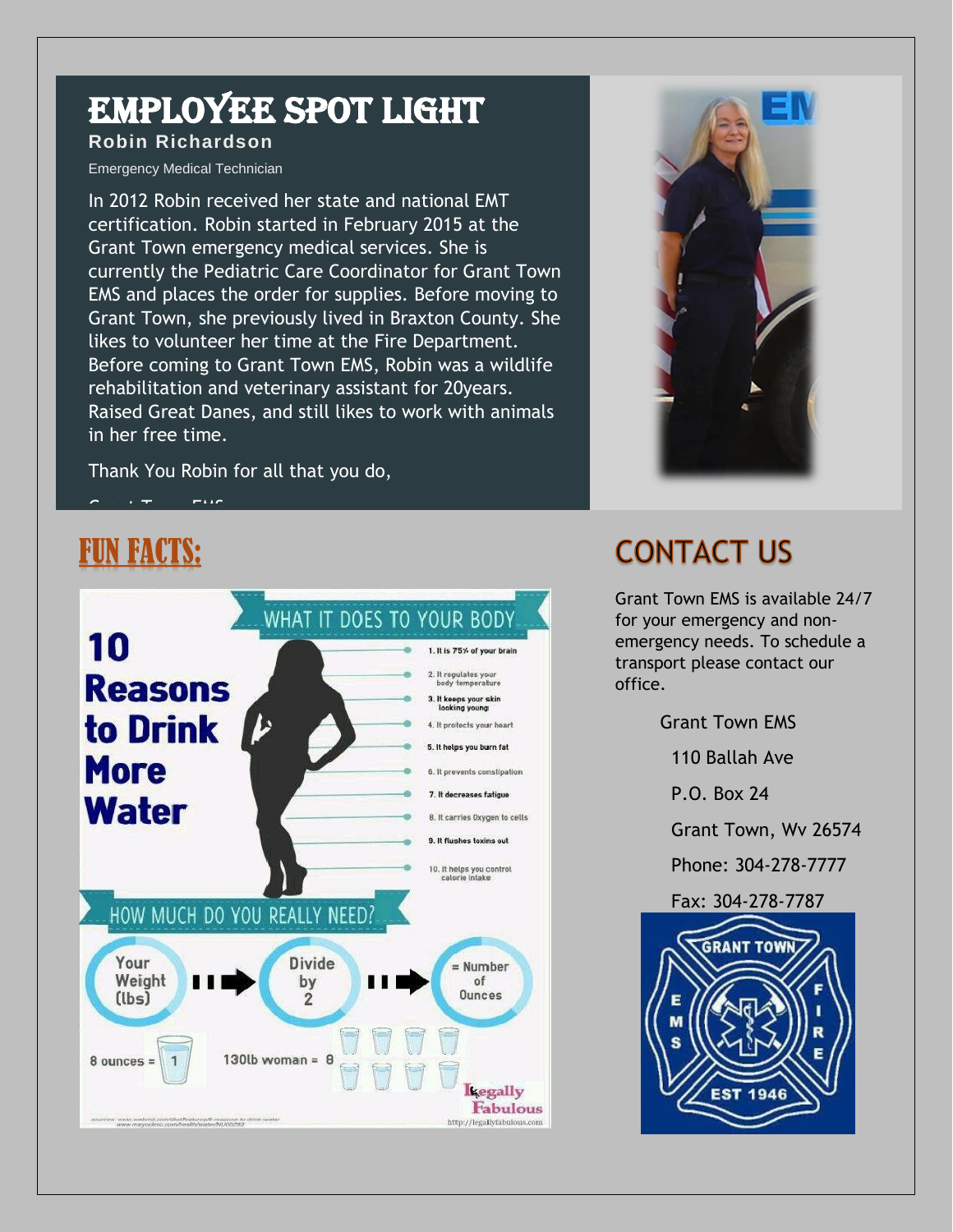# EMPLOYEE SPOT LIGHT

**Robin Richardson**

Emergency Medical Technician

In 2012 Robin received her state and national EMT certification. Robin started in February 2015 at the Grant Town emergency medical services. She is currently the Pediatric Care Coordinator for Grant Town EMS and places the order for supplies. Before moving to Grant Town, she previously lived in Braxton County. She likes to volunteer her time at the Fire Department. Before coming to Grant Town EMS, Robin was a wildlife rehabilitation and veterinary assistant for 20years. Raised Great Danes, and still likes to work with animals in her free time.

Thank You Robin for all that you do,

Grant Town EMS

## FUN FACTS:

WHAT IT DOES TO YOUR BODY

10 Reasons to Drink More Water

1. It is 75% of your brain
2. It regulates your body temperature
3. It keeps your skin looking young
4. It protects your heart
5. It helps you burn fat
6. It prevents constipation
7. It decreases fatigue
8. It carries Oxygen to cells
9. It flushes toxins out
10. It helps you control calorie intake

HOW MUCH DO YOU REALLY NEED?

Your Weight (lbs) → Divide by 2 → = Number of Ounces

8 ounces = 1

130lb woman = 8

Legally Fabulous

http://legallyfabulous.com

## CONTACT US

Grant Town EMS is available 24/7 for your emergency and non-emergency needs. To schedule a transport please contact our office.

Grant Town EMS

110 Ballah Ave

P.O. Box 24

Grant Town, Wv 26574

Phone: 304-278-7777

Fax: 304-278-7787

GRANT TOWN
EMS FIRE
EST 1946